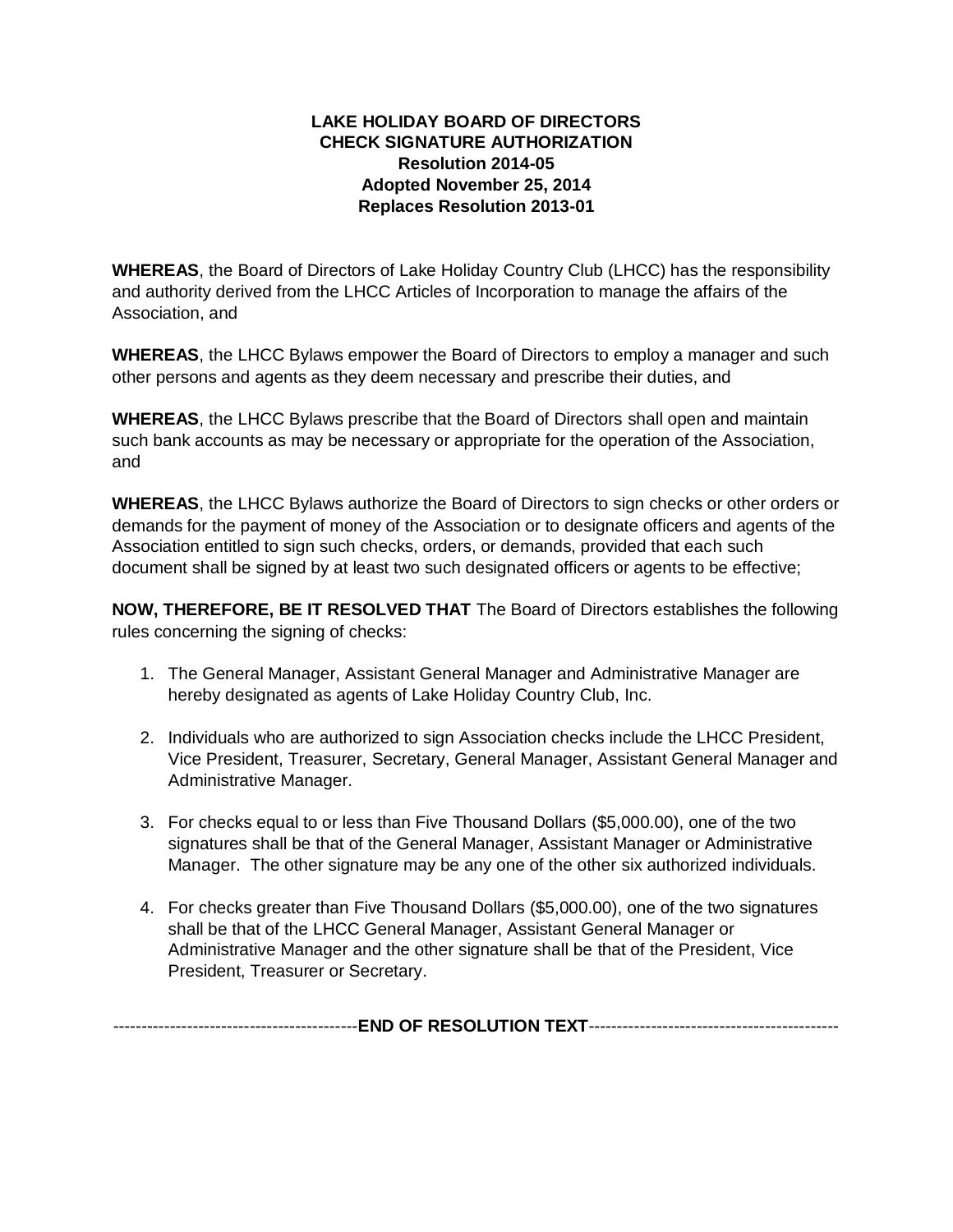**LAKE HOLIDAY BOARD OF DIRECTORS**
**CHECK SIGNATURE AUTHORIZATION**
**Resolution 2014-05**
**Adopted November 25, 2014**
**Replaces Resolution 2013-01**

**WHEREAS**, the Board of Directors of Lake Holiday Country Club (LHCC) has the responsibility and authority derived from the LHCC Articles of Incorporation to manage the affairs of the Association, and

**WHEREAS**, the LHCC Bylaws empower the Board of Directors to employ a manager and such other persons and agents as they deem necessary and prescribe their duties, and

**WHEREAS**, the LHCC Bylaws prescribe that the Board of Directors shall open and maintain such bank accounts as may be necessary or appropriate for the operation of the Association, and

**WHEREAS**, the LHCC Bylaws authorize the Board of Directors to sign checks or other orders or demands for the payment of money of the Association or to designate officers and agents of the Association entitled to sign such checks, orders, or demands, provided that each such document shall be signed by at least two such designated officers or agents to be effective;

**NOW, THEREFORE, BE IT RESOLVED THAT** The Board of Directors establishes the following rules concerning the signing of checks:

1. The General Manager, Assistant General Manager and Administrative Manager are hereby designated as agents of Lake Holiday Country Club, Inc.

2. Individuals who are authorized to sign Association checks include the LHCC President, Vice President, Treasurer, Secretary, General Manager, Assistant General Manager and Administrative Manager.

3. For checks equal to or less than Five Thousand Dollars ($5,000.00), one of the two signatures shall be that of the General Manager, Assistant Manager or Administrative Manager. The other signature may be any one of the other six authorized individuals.

4. For checks greater than Five Thousand Dollars ($5,000.00), one of the two signatures shall be that of the LHCC General Manager, Assistant General Manager or Administrative Manager and the other signature shall be that of the President, Vice President, Treasurer or Secretary.

-------------------------------------------**END OF RESOLUTION TEXT**-------------------------------------------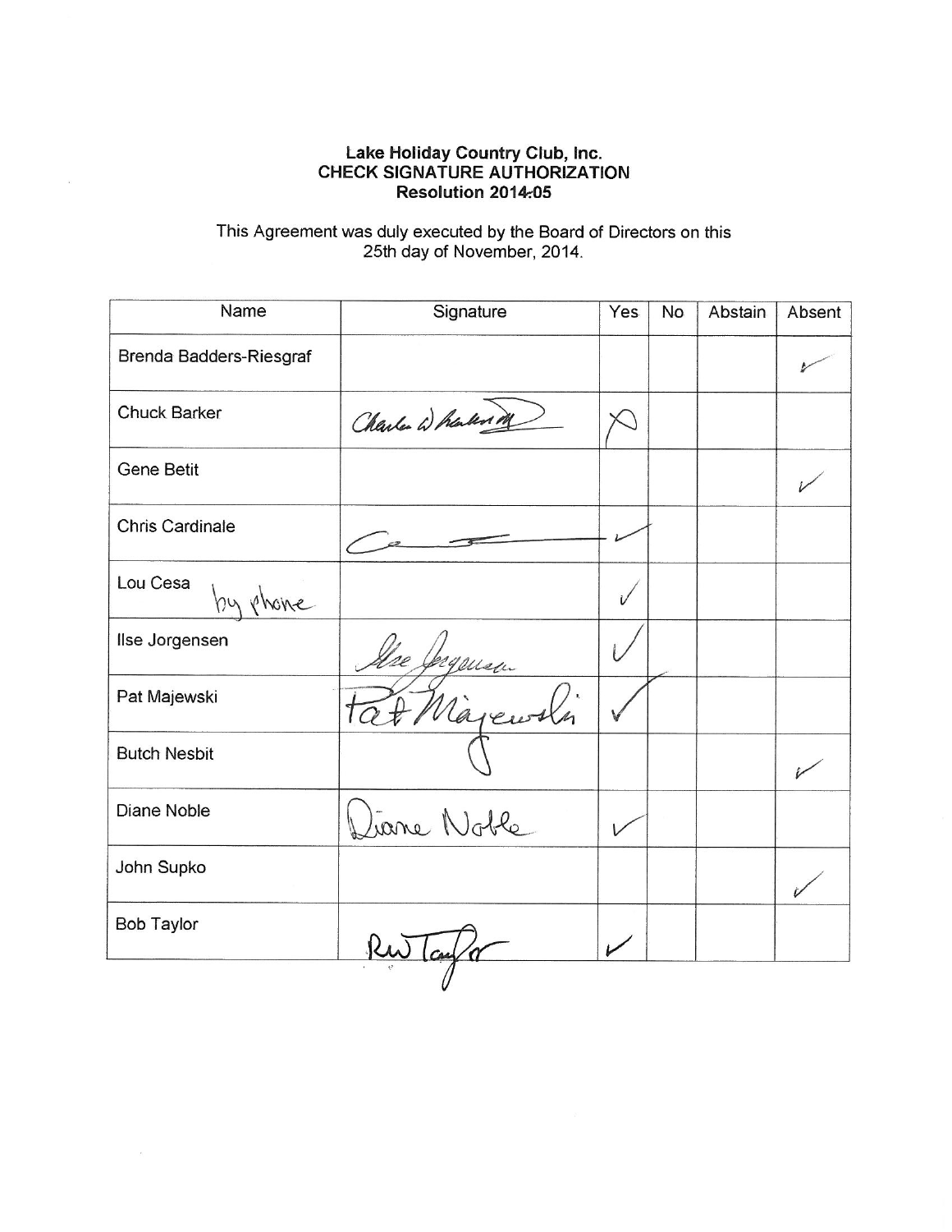**Lake Holiday Country Club, Inc.**
**CHECK SIGNATURE AUTHORIZATION**
**Resolution 2014-05**

This Agreement was duly executed by the Board of Directors on this 25th day of November, 2014.

| Name | Signature | Yes | No | Abstain | Absent |
|---|---|---|---|---|---|
| Brenda Badders-Riesgraf | | | | | ✓ |
| Chuck Barker | Charles W Barker III | ✓ | | | |
| Gene Betit | | | | | ✓ |
| Chris Cardinale | C | ✓ | | | |
| Lou Cesa by phone | | ✓ | | | |
| Ilse Jorgensen | Ilse Jorgensen | ✓ | | | |
| Pat Majewski | Pat Majewski | ✓ | | | |
| Butch Nesbit | | | | | ✓ |
| Diane Noble | Diane Noble | ✓ | | | |
| John Supko | | | | | ✓ |
| Bob Taylor | RW Taylor | ✓ | | | |